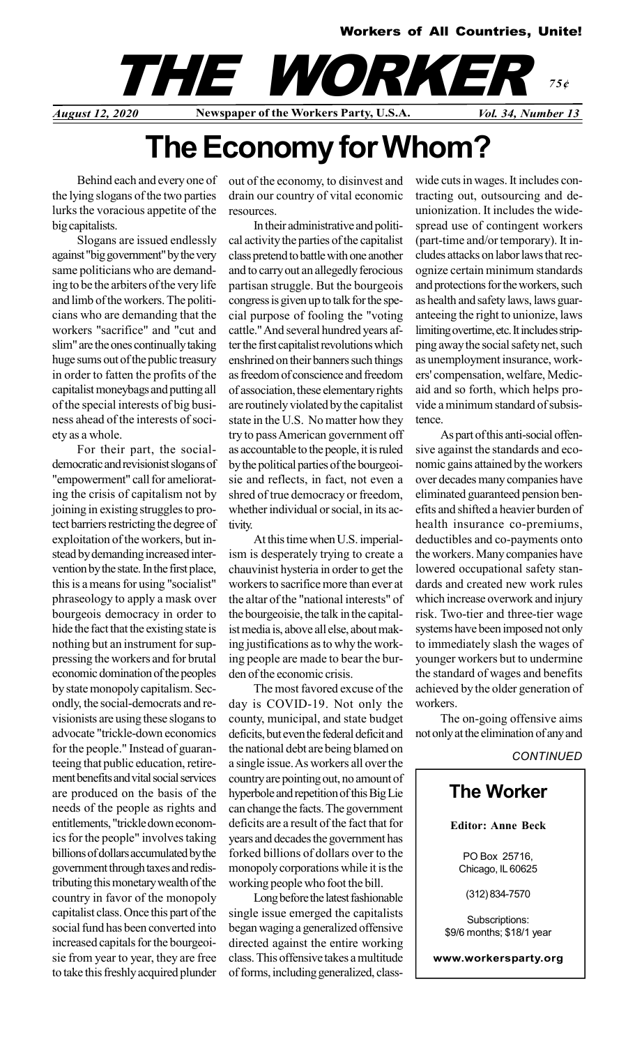**Workers of All Countries, Unite!**

# THE WORKER

*75¢*

*August 12, 2020* **Newspaper of the Workers Party, U.S.A.** *Vol. 34, Number 13*

# The Economy for Whom?

Behind each and every one of the lying slogans of the two parties lurks the voracious appetite of the big capitalists.

Slogans are issued endlessly against "big government" by the very same politicians who are demanding to be the arbiters of the very life and limb of the workers. The politicians who are demanding that the workers "sacrifice" and "cut and slim" are the ones continually taking huge sums out of the public treasury in order to fatten the profits of the capitalist moneybags and putting all of the special interests of big business ahead of the interests of society as a whole.

For their part, the social-democratic and revisionist slogans of "empowerment" call for ameliorating the crisis of capitalism not by joining in existing struggles to protect barriers restricting the degree of exploitation of the workers, but instead by demanding increased intervention by the state. In the first place, this is a means for using "socialist" phraseology to apply a mask over bourgeois democracy in order to hide the fact that the existing state is nothing but an instrument for suppressing the workers and for brutal economic domination of the peoples by state monopoly capitalism. Secondly, the social-democrats and revisionists are using these slogans to advocate "trickle-down economics for the people." Instead of guaranteeing that public education, retirement benefits and vital social services are produced on the basis of the needs of the people as rights and entitlements, "trickle down economics for the people" involves taking billions of dollars accumulated by the government through taxes and redistributing this monetary wealth of the country in favor of the monopoly capitalist class. Once this part of the social fund has been converted into increased capitals for the bourgeoisie from year to year, they are free to take this freshly acquired plunder out of the economy, to disinvest and drain our country of vital economic resources.

In their administrative and political activity the parties of the capitalist class pretend to battle with one another and to carry out an allegedly ferocious partisan struggle. But the bourgeois congress is given up to talk for the special purpose of fooling the "voting cattle." And several hundred years after the first capitalist revolutions which enshrined on their banners such things as freedom of conscience and freedom of association, these elementary rights are routinely violated by the capitalist state in the U.S. No matter how they try to pass American government off as accountable to the people, it is ruled by the political parties of the bourgeoisie and reflects, in fact, not even a shred of true democracy or freedom, whether individual or social, in its activity.

At this time when U.S. imperialism is desperately trying to create a chauvinist hysteria in order to get the workers to sacrifice more than ever at the altar of the "national interests" of the bourgeoisie, the talk in the capitalist media is, above all else, about making justifications as to why the working people are made to bear the burden of the economic crisis.

The most favored excuse of the day is COVID-19. Not only the county, municipal, and state budget deficits, but even the federal deficit and the national debt are being blamed on a single issue. As workers all over the country are pointing out, no amount of hyperbole and repetition of this Big Lie can change the facts. The government deficits are a result of the fact that for years and decades the government has forked billions of dollars over to the monopoly corporations while it is the working people who foot the bill.

Long before the latest fashionable single issue emerged the capitalists began waging a generalized offensive directed against the entire working class. This offensive takes a multitude of forms, including generalized, class-wide cuts in wages. It includes contracting out, outsourcing and de-unionization. It includes the widespread use of contingent workers (part-time and/or temporary). It includes attacks on labor laws that recognize certain minimum standards and protections for the workers, such as health and safety laws, laws guaranteeing the right to unionize, laws limiting overtime, etc. It includes stripping away the social safety net, such as unemployment insurance, workers' compensation, welfare, Medicaid and so forth, which helps provide a minimum standard of subsistence.

As part of this anti-social offensive against the standards and economic gains attained by the workers over decades many companies have eliminated guaranteed pension benefits and shifted a heavier burden of health insurance co-premiums, deductibles and co-payments onto the workers. Many companies have lowered occupational safety standards and created new work rules which increase overwork and injury risk. Two-tier and three-tier wage systems have been imposed not only to immediately slash the wages of younger workers but to undermine the standard of wages and benefits achieved by the older generation of workers.

The on-going offensive aims not only at the elimination of any and

*CONTINUED*

## The Worker

**Editor: Anne Beck**

PO Box 25716,
Chicago, IL 60625

(312) 834-7570

Subscriptions:
$9/6 months; $18/1 year

**www.workersparty.org**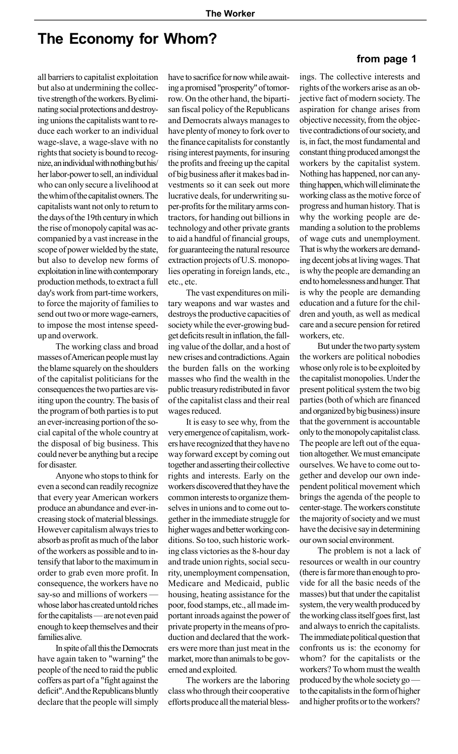# The Economy for Whom?

**from page 1**

all barriers to capitalist exploitation but also at undermining the collective strength of the workers. By eliminating social protections and destroying unions the capitalists want to reduce each worker to an individual wage-slave, a wage-slave with no rights that society is bound to recognize, an individual with nothing but his/her labor-power to sell, an individual who can only secure a livelihood at the whim of the capitalist owners. The capitalists want not only to return to the days of the 19th century in which the rise of monopoly capital was accompanied by a vast increase in the scope of power wielded by the state, but also to develop new forms of exploitation in line with contemporary production methods, to extract a full day's work from part-time workers, to force the majority of families to send out two or more wage-earners, to impose the most intense speed-up and overwork.

The working class and broad masses of American people must lay the blame squarely on the shoulders of the capitalist politicians for the consequences the two parties are visiting upon the country. The basis of the program of both parties is to put an ever-increasing portion of the social capital of the whole country at the disposal of big business. This could never be anything but a recipe for disaster.

Anyone who stops to think for even a second can readily recognize that every year American workers produce an abundance and ever-increasing stock of material blessings. However capitalism always tries to absorb as profit as much of the labor of the workers as possible and to intensify that labor to the maximum in order to grab even more profit. In consequence, the workers have no say-so and millions of workers — whose labor has created untold riches for the capitalists — are not even paid enough to keep themselves and their families alive.

In spite of all this the Democrats have again taken to "warning" the people of the need to raid the public coffers as part of a "fight against the deficit". And the Republicans bluntly declare that the people will simply have to sacrifice for now while awaiting a promised "prosperity" of tomorrow. On the other hand, the bipartisan fiscal policy of the Republicans and Democrats always manages to have plenty of money to fork over to the finance capitalists for constantly rising interest payments, for insuring the profits and freeing up the capital of big business after it makes bad investments so it can seek out more lucrative deals, for underwriting super-profits for the military arms contractors, for handing out billions in technology and other private grants to aid a handful of financial groups, for guaranteeing the natural resource extraction projects of U.S. monopolies operating in foreign lands, etc., etc.

The vast expenditures on military weapons and war wastes and destroys the productive capacities of society while the ever-growing budget deficits result in inflation, the falling value of the dollar, and a host of new crises and contradictions. Again the burden falls on the working masses who find the wealth in the public treasury redistributed in favor of the capitalist class and their real wages reduced.

It is easy to see why, from the very emergence of capitalism, workers have recognized that they have no way forward except by coming out together and asserting their collective rights and interests. Early on the workers discovered that they have the common interests to organize themselves in unions and to come out together in the immediate struggle for higher wages and better working conditions. So too, such historic working class victories as the 8-hour day and trade union rights, social security, unemployment compensation, Medicare and Medicaid, public housing, heating assistance for the poor, food stamps, etc., all made important inroads against the power of private property in the means of production and declared that the workers were more than just meat in the market, more than animals to be governed and exploited.

The workers are the laboring class who through their cooperative efforts produce all the material blessings. The collective interests and rights of the workers arise as an objective fact of modern society. The aspiration for change arises from objective necessity, from the objective contradictions of our society, and is, in fact, the most fundamental and constant thing produced amongst the workers by the capitalist system. Nothing has happened, nor can anything happen, which will eliminate the working class as the motive force of progress and human history. That is why the working people are demanding a solution to the problems of wage cuts and unemployment. That is why the workers are demanding decent jobs at living wages. That is why the people are demanding an end to homelessness and hunger. That is why the people are demanding education and a future for the children and youth, as well as medical care and a secure pension for retired workers, etc.

But under the two party system the workers are political nobodies whose only role is to be exploited by the capitalist monopolies. Under the present political system the two big parties (both of which are financed and organized by big business) insure that the government is accountable only to the monopoly capitalist class. The people are left out of the equation altogether. We must emancipate ourselves. We have to come out together and develop our own independent political movement which brings the agenda of the people to center-stage. The workers constitute the majority of society and we must have the decisive say in determining our own social environment.

The problem is not a lack of resources or wealth in our country (there is far more than enough to provide for all the basic needs of the masses) but that under the capitalist system, the very wealth produced by the working class itself goes first, last and always to enrich the capitalists. The immediate political question that confronts us is: the economy for whom? for the capitalists or the workers? To whom must the wealth produced by the whole society go — to the capitalists in the form of higher and higher profits or to the workers?